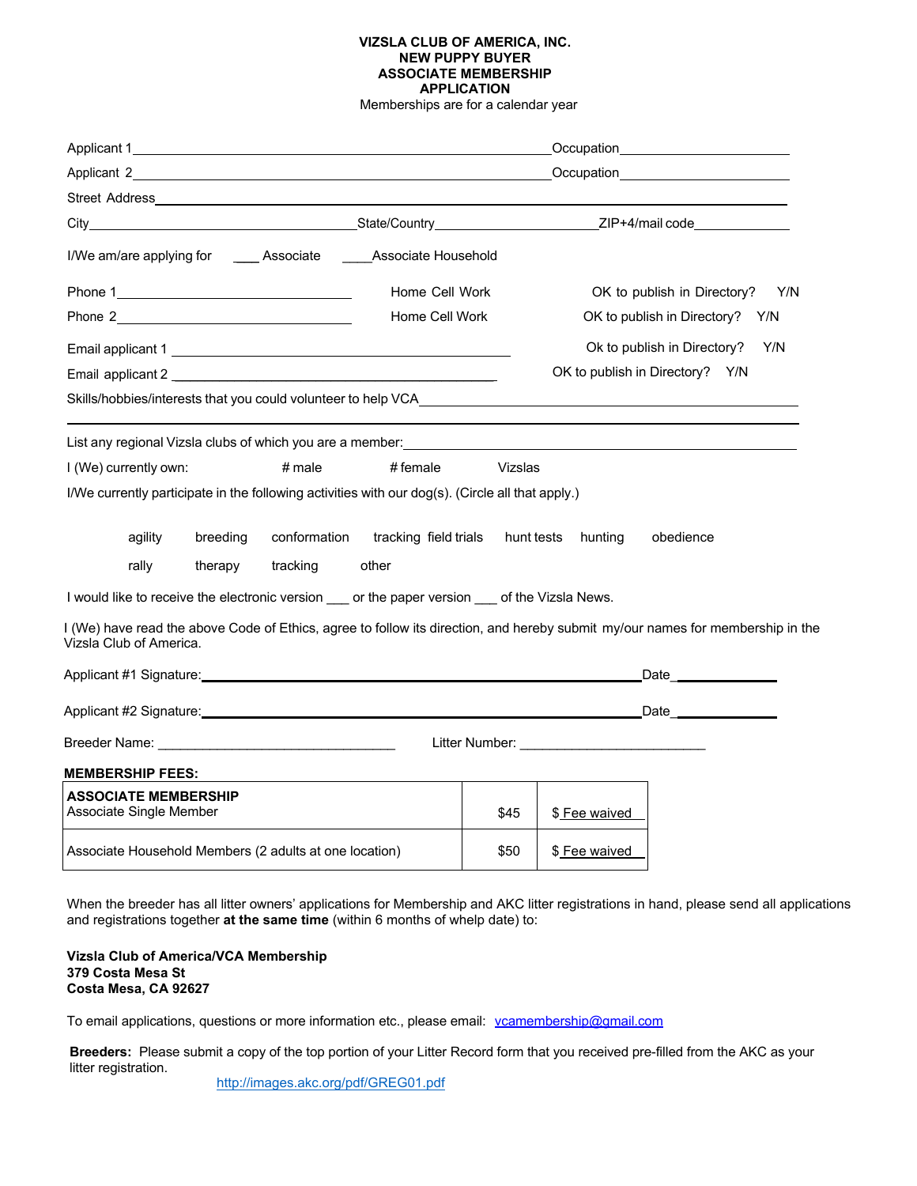**VIZSLA CLUB OF AMERICA, INC.**
**NEW PUPPY BUYER**
**ASSOCIATE MEMBERSHIP**
**APPLICATION**
Memberships are for a calendar year

Applicant 1 ______________________________________________ Occupation ____________________

Applicant 2 ______________________________________________ Occupation ____________________

Street Address ____________________________________________________________________

City ______________________________ State/Country ____________________ ZIP+4/mail code ____________

I/We am/are applying for ____ Associate ____ Associate Household

Phone 1 ____________________________ Home Cell Work OK to publish in Directory? Y/N

Phone 2 ____________________________ Home Cell Work OK to publish in Directory? Y/N

Email applicant 1 ______________________________________ Ok to publish in Directory? Y/N

Email applicant 2 ______________________________________ OK to publish in Directory? Y/N

Skills/hobbies/interests that you could volunteer to help VCA ____________________________________

__________________________________________________________________________________

List any regional Vizsla clubs of which you are a member: __________________________________________

I (We) currently own: # male # female Vizslas

I/We currently participate in the following activities with our dog(s). (Circle all that apply.)

agility breeding conformation tracking field trials hunt tests hunting obedience

rally therapy tracking other

I would like to receive the electronic version ___ or the paper version ___ of the Vizsla News.

I (We) have read the above Code of Ethics, agree to follow its direction, and hereby submit my/our names for membership in the Vizsla Club of America.

Applicant #1 Signature: __________________________________________________ Date ____________

Applicant #2 Signature: __________________________________________________ Date ____________

Breeder Name: ______________________________ Litter Number: ________________________

**MEMBERSHIP FEES:**

| **ASSOCIATE MEMBERSHIP**<br>Associate Single Member | $45 | $ Fee waived |
|---|---|---|
| Associate Household Members (2 adults at one location) | $50 | $ Fee waived |

When the breeder has all litter owners' applications for Membership and AKC litter registrations in hand, please send all applications and registrations together **at the same time** (within 6 months of whelp date) to:

**Vizsla Club of America/VCA Membership**
**379 Costa Mesa St**
**Costa Mesa, CA 92627**

To email applications, questions or more information etc., please email: vcamembership@gmail.com

**Breeders:** Please submit a copy of the top portion of your Litter Record form that you received pre-filled from the AKC as your litter registration.
http://images.akc.org/pdf/GREG01.pdf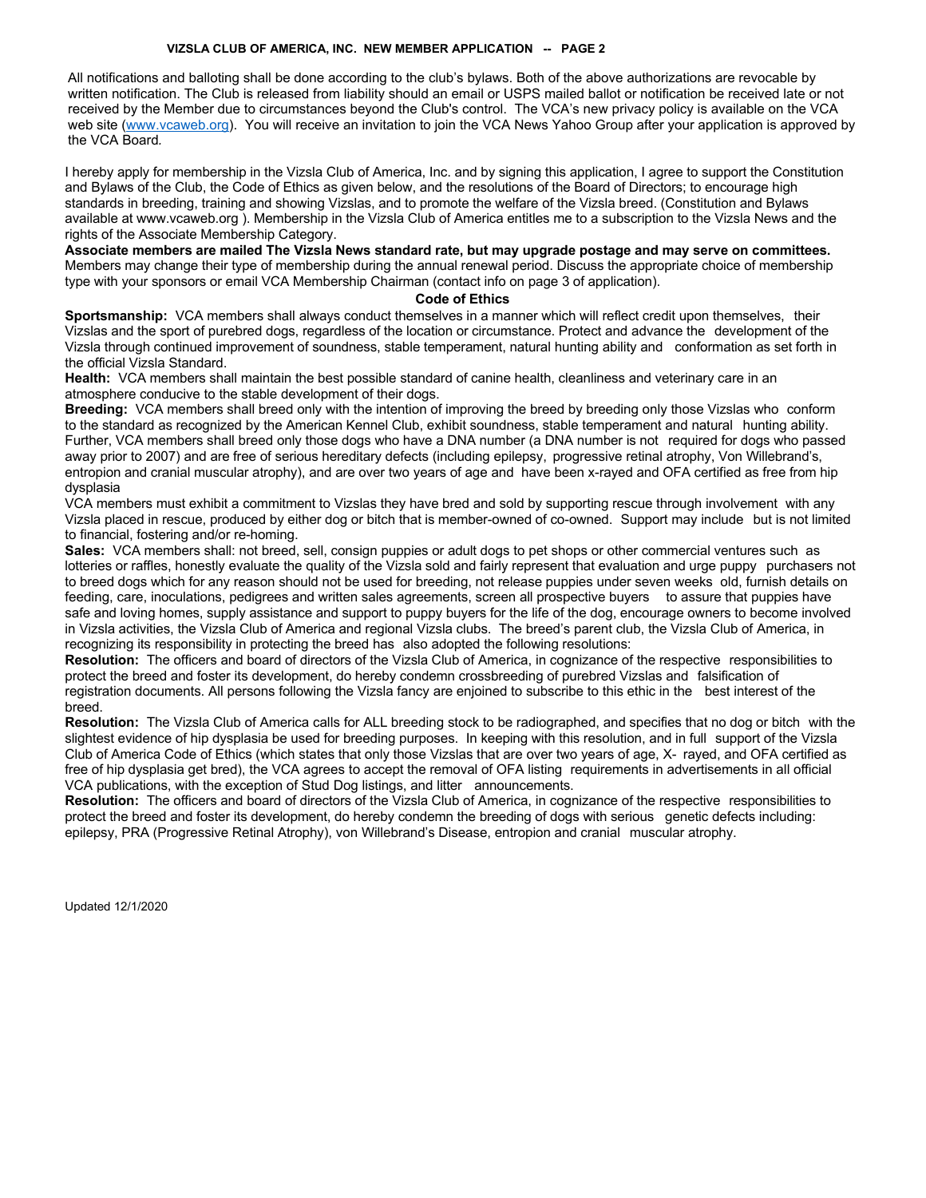All notifications and balloting shall be done according to the club's bylaws. Both of the above authorizations are revocable by written notification. The Club is released from liability should an email or USPS mailed ballot or notification be received late or not received by the Member due to circumstances beyond the Club's control. The VCA's new privacy policy is available on the VCA web site (www.vcaweb.org). You will receive an invitation to join the VCA News Yahoo Group after your application is approved by the VCA Board.

I hereby apply for membership in the Vizsla Club of America, Inc. and by signing this application, I agree to support the Constitution and Bylaws of the Club, the Code of Ethics as given below, and the resolutions of the Board of Directors; to encourage high standards in breeding, training and showing Vizslas, and to promote the welfare of the Vizsla breed. (Constitution and Bylaws available at www.vcaweb.org ). Membership in the Vizsla Club of America entitles me to a subscription to the Vizsla News and the rights of the Associate Membership Category.

**Associate members are mailed The Vizsla News standard rate, but may upgrade postage and may serve on committees.** Members may change their type of membership during the annual renewal period. Discuss the appropriate choice of membership type with your sponsors or email VCA Membership Chairman (contact info on page 3 of application).

## Code of Ethics

**Sportsmanship:** VCA members shall always conduct themselves in a manner which will reflect credit upon themselves, their Vizslas and the sport of purebred dogs, regardless of the location or circumstance. Protect and advance the development of the Vizsla through continued improvement of soundness, stable temperament, natural hunting ability and conformation as set forth in the official Vizsla Standard.

**Health:** VCA members shall maintain the best possible standard of canine health, cleanliness and veterinary care in an atmosphere conducive to the stable development of their dogs.

**Breeding:** VCA members shall breed only with the intention of improving the breed by breeding only those Vizslas who conform to the standard as recognized by the American Kennel Club, exhibit soundness, stable temperament and natural hunting ability. Further, VCA members shall breed only those dogs who have a DNA number (a DNA number is not required for dogs who passed away prior to 2007) and are free of serious hereditary defects (including epilepsy, progressive retinal atrophy, Von Willebrand's, entropion and cranial muscular atrophy), and are over two years of age and have been x-rayed and OFA certified as free from hip dysplasia

VCA members must exhibit a commitment to Vizslas they have bred and sold by supporting rescue through involvement with any Vizsla placed in rescue, produced by either dog or bitch that is member-owned of co-owned. Support may include but is not limited to financial, fostering and/or re-homing.

**Sales:** VCA members shall: not breed, sell, consign puppies or adult dogs to pet shops or other commercial ventures such as lotteries or raffles, honestly evaluate the quality of the Vizsla sold and fairly represent that evaluation and urge puppy purchasers not to breed dogs which for any reason should not be used for breeding, not release puppies under seven weeks old, furnish details on feeding, care, inoculations, pedigrees and written sales agreements, screen all prospective buyers to assure that puppies have safe and loving homes, supply assistance and support to puppy buyers for the life of the dog, encourage owners to become involved in Vizsla activities, the Vizsla Club of America and regional Vizsla clubs. The breed's parent club, the Vizsla Club of America, in recognizing its responsibility in protecting the breed has also adopted the following resolutions:

**Resolution:** The officers and board of directors of the Vizsla Club of America, in cognizance of the respective responsibilities to protect the breed and foster its development, do hereby condemn crossbreeding of purebred Vizslas and falsification of registration documents. All persons following the Vizsla fancy are enjoined to subscribe to this ethic in the best interest of the breed.

**Resolution:** The Vizsla Club of America calls for ALL breeding stock to be radiographed, and specifies that no dog or bitch with the slightest evidence of hip dysplasia be used for breeding purposes. In keeping with this resolution, and in full support of the Vizsla Club of America Code of Ethics (which states that only those Vizslas that are over two years of age, X- rayed, and OFA certified as free of hip dysplasia get bred), the VCA agrees to accept the removal of OFA listing requirements in advertisements in all official VCA publications, with the exception of Stud Dog listings, and litter announcements.

**Resolution:** The officers and board of directors of the Vizsla Club of America, in cognizance of the respective responsibilities to protect the breed and foster its development, do hereby condemn the breeding of dogs with serious genetic defects including: epilepsy, PRA (Progressive Retinal Atrophy), von Willebrand's Disease, entropion and cranial muscular atrophy.

Updated 12/1/2020